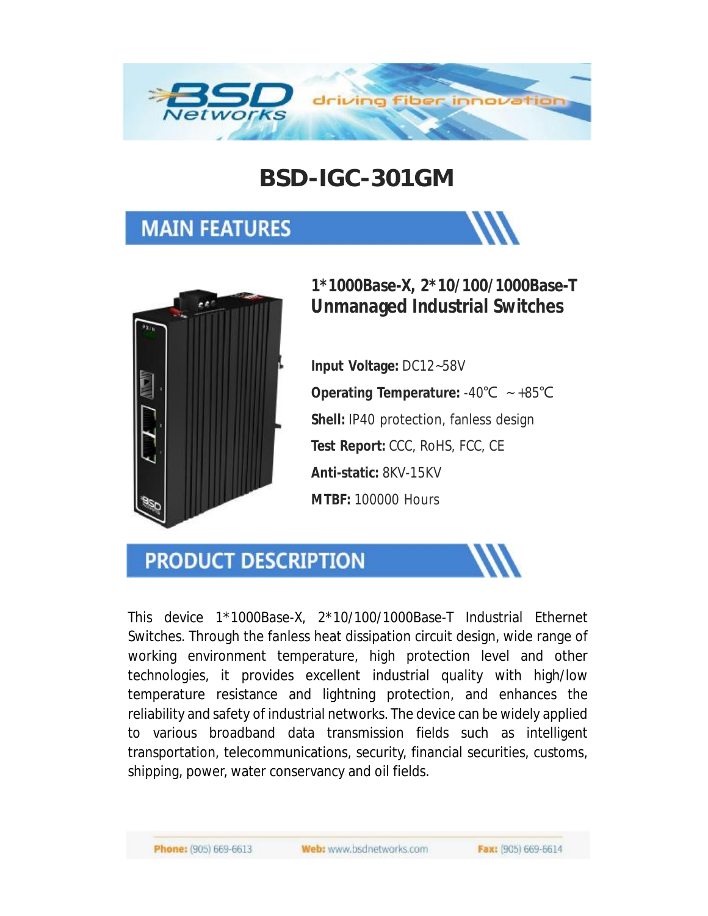# BSD-IGC-301GM

## MAIN FEATURES

### 1*1000Base-X, 2*10/100/1000Base-T Unmanaged Industrial Switches

**Input Voltage:** DC12~58V

**Operating Temperature:** -40℃ ~+85℃

**Shell:** IP40 protection, fanless design

**Test Report:** CCC, RoHS, FCC, CE

**Anti-static:** 8KV-15KV

**MTBF:** 100000 Hours

## PRODUCT DESCRIPTION

This device 1*1000Base-X, 2*10/100/1000Base-T Industrial Ethernet Switches. Through the fanless heat dissipation circuit design, wide range of working environment temperature, high protection level and other technologies, it provides excellent industrial quality with high/low temperature resistance and lightning protection, and enhances the reliability and safety of industrial networks. The device can be widely applied to various broadband data transmission fields such as intelligent transportation, telecommunications, security, financial securities, customs, shipping, power, water conservancy and oil fields.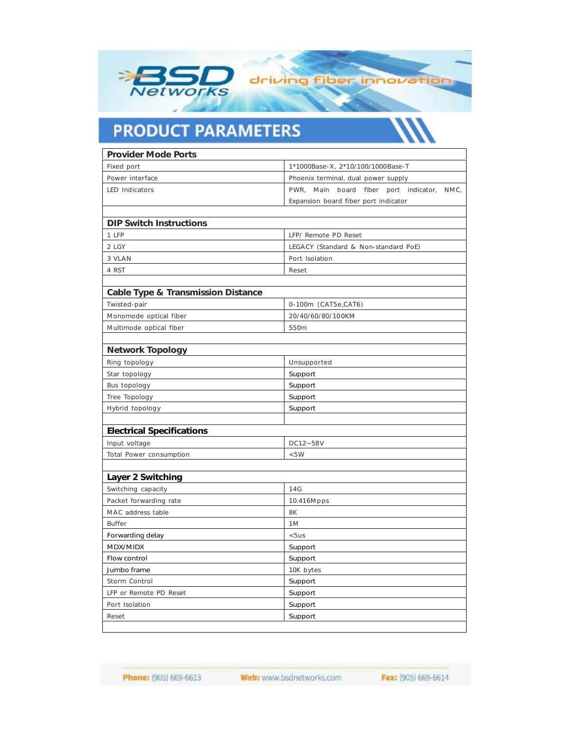## PRODUCT PARAMETERS

| Provider Mode Ports | |
|---|---|
| Fixed port | 1*1000Base-X, 2*10/100/1000Base-T |
| Power interface | Phoenix terminal, dual power supply |
| LED Indicators | PWR, Main board fiber port indicator, NMC, Expansion board fiber port indicator |
| | |
| **DIP Switch Instructions** | |
| 1 LFP | LFP/ Remote PD Reset |
| 2 LGY | LEGACY (Standard & Non-standard PoE) |
| 3 VLAN | Port Isolation |
| 4 RST | Reset |
| | |
| **Cable Type & Transmission Distance** | |
| Twisted-pair | 0-100m (CAT5e,CAT6) |
| Monomode optical fiber | 20/40/60/80/100KM |
| Multimode optical fiber | 550m |
| | |
| **Network Topology** | |
| Ring topology | Unsupported |
| Star topology | Support |
| Bus topology | Support |
| Tree Topology | Support |
| Hybrid topology | Support |
| | |
| **Electrical Specifications** | |
| Input voltage | DC12~58V |
| Total Power consumption | <5W |
| | |
| **Layer 2 Switching** | |
| Switching capacity | 14G |
| Packet forwarding rate | 10.416Mpps |
| MAC address table | 8K |
| Buffer | 1M |
| Forwarding delay | <5us |
| MDX/MIDX | Support |
| Flow control | Support |
| Jumbo frame | 10K bytes |
| Storm Control | Support |
| LFP or Remote PD Reset | Support |
| Port Isolation | Support |
| Reset | Support |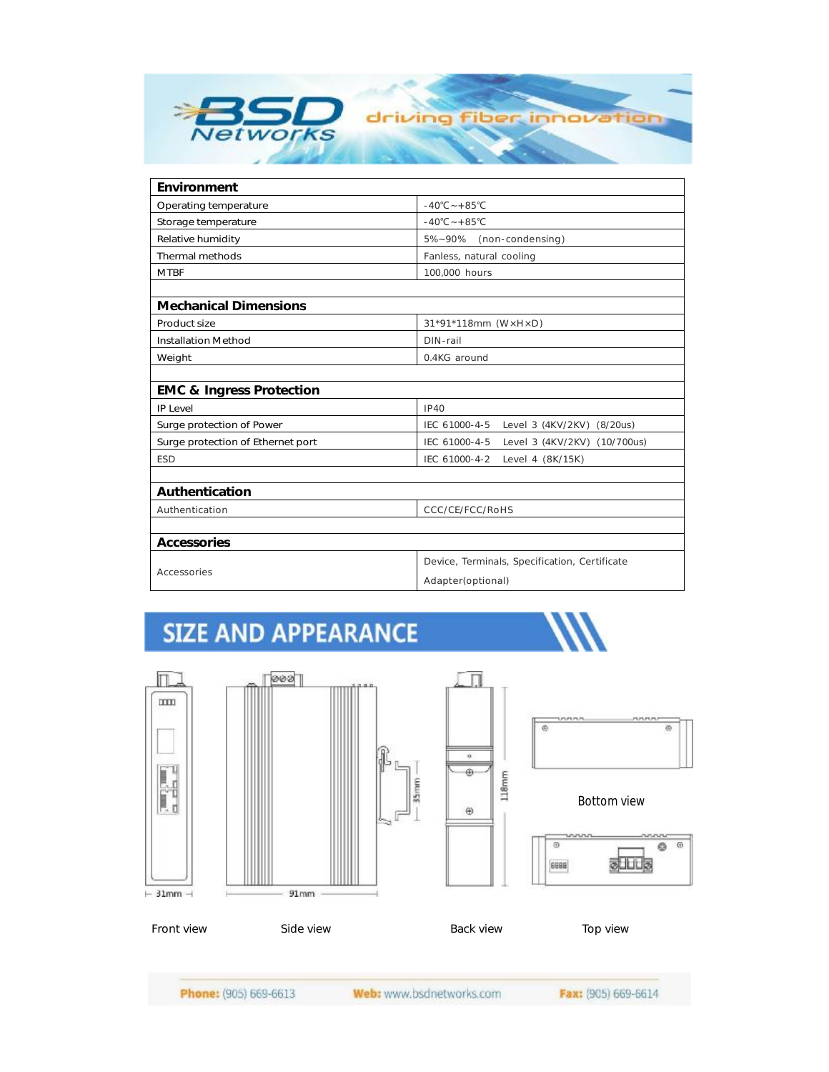| | |
|---|---|
| **Environment** | |
| Operating temperature | -40℃~+85℃ |
| Storage temperature | -40℃~+85℃ |
| Relative humidity | 5%~90% (non-condensing) |
| Thermal methods | Fanless, natural cooling |
| MTBF | 100,000 hours |
| | |
| **Mechanical Dimensions** | |
| Product size | 31*91*118mm (W×H×D) |
| Installation Method | DIN-rail |
| Weight | 0.4KG around |
| | |
| **EMC & Ingress Protection** | |
| IP Level | IP40 |
| Surge protection of Power | IEC 61000-4-5 Level 3 (4KV/2KV) (8/20us) |
| Surge protection of Ethernet port | IEC 61000-4-5 Level 3 (4KV/2KV) (10/700us) |
| ESD | IEC 61000-4-2 Level 4 (8K/15K) |
| | |
| **Authentication** | |
| Authentication | CCC/CE/FCC/RoHS |
| | |
| **Accessories** | |
| Accessories | Device, Terminals, Specification, Certificate<br>Adapter(optional) |

## SIZE AND APPEARANCE

31mm

91mm

35mm

118mm

Bottom view

Front view

Side view

Back view

Top view

**Phone:** (905) 669-6613 **Web:** www.bsdnetworks.com **Fax:** (905) 669-6614